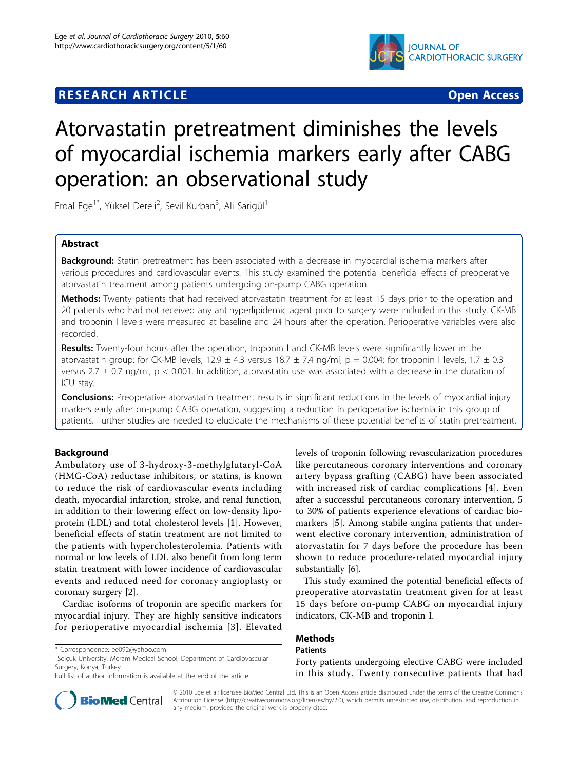RESEARCH ARTICLE

Open Access

# Atorvastatin pretreatment diminishes the levels of myocardial ischemia markers early after CABG operation: an observational study

Erdal Ege[1*], Yüksel Dereli[2], Sevil Kurban[3], Ali Sarigül[1]

## Abstract

**Background:** Statin pretreatment has been associated with a decrease in myocardial ischemia markers after various procedures and cardiovascular events. This study examined the potential beneficial effects of preoperative atorvastatin treatment among patients undergoing on-pump CABG operation.

**Methods:** Twenty patients that had received atorvastatin treatment for at least 15 days prior to the operation and 20 patients who had not received any antihyperlipidemic agent prior to surgery were included in this study. CK-MB and troponin I levels were measured at baseline and 24 hours after the operation. Perioperative variables were also recorded.

**Results:** Twenty-four hours after the operation, troponin I and CK-MB levels were significantly lower in the atorvastatin group: for CK-MB levels, 12.9 ± 4.3 versus 18.7 ± 7.4 ng/ml, $p = 0.004$; for troponin I levels, 1.7 ± 0.3 versus 2.7 ± 0.7 ng/ml, $p < 0.001$. In addition, atorvastatin use was associated with a decrease in the duration of ICU stay.

**Conclusions:** Preoperative atorvastatin treatment results in significant reductions in the levels of myocardial injury markers early after on-pump CABG operation, suggesting a reduction in perioperative ischemia in this group of patients. Further studies are needed to elucidate the mechanisms of these potential benefits of statin pretreatment.

## Background

Ambulatory use of 3-hydroxy-3-methylglutaryl-CoA (HMG-CoA) reductase inhibitors, or statins, is known to reduce the risk of cardiovascular events including death, myocardial infarction, stroke, and renal function, in addition to their lowering effect on low-density lipoprotein (LDL) and total cholesterol levels [1]. However, beneficial effects of statin treatment are not limited to the patients with hypercholesterolemia. Patients with normal or low levels of LDL also benefit from long term statin treatment with lower incidence of cardiovascular events and reduced need for coronary angioplasty or coronary surgery [2].

Cardiac isoforms of troponin are specific markers for myocardial injury. They are highly sensitive indicators for perioperative myocardial ischemia [3]. Elevated levels of troponin following revascularization procedures like percutaneous coronary interventions and coronary artery bypass grafting (CABG) have been associated with increased risk of cardiac complications [4]. Even after a successful percutaneous coronary intervention, 5 to 30% of patients experience elevations of cardiac biomarkers [5]. Among stabile angina patients that underwent elective coronary intervention, administration of atorvastatin for 7 days before the procedure has been shown to reduce procedure-related myocardial injury substantially [6].

This study examined the potential beneficial effects of preoperative atorvastatin treatment given for at least 15 days before on-pump CABG on myocardial injury indicators, CK-MB and troponin I.

## Methods

### Patients

Forty patients undergoing elective CABG were included in this study. Twenty consecutive patients that had

\* Correspondence: ee092@yahoo.com

[1]Selçuk University, Meram Medical School, Department of Cardiovascular Surgery, Konya, Turkey

Full list of author information is available at the end of the article

© 2010 Ege et al; licensee BioMed Central Ltd. This is an Open Access article distributed under the terms of the Creative Commons Attribution License (http://creativecommons.org/licenses/by/2.0), which permits unrestricted use, distribution, and reproduction in any medium, provided the original work is properly cited.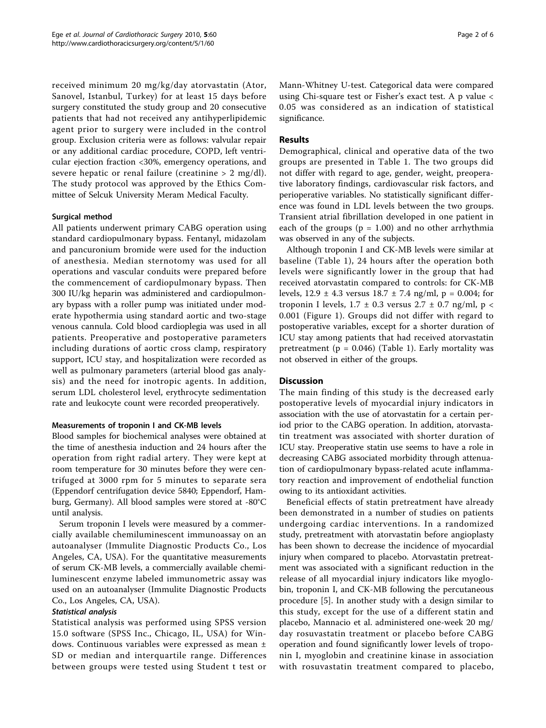received minimum 20 mg/kg/day atorvastatin (Ator, Sanovel, Istanbul, Turkey) for at least 15 days before surgery constituted the study group and 20 consecutive patients that had not received any antihyperlipidemic agent prior to surgery were included in the control group. Exclusion criteria were as follows: valvular repair or any additional cardiac procedure, COPD, left ventricular ejection fraction <30%, emergency operations, and severe hepatic or renal failure (creatinine > 2 mg/dl). The study protocol was approved by the Ethics Committee of Selcuk University Meram Medical Faculty.

### Surgical method

All patients underwent primary CABG operation using standard cardiopulmonary bypass. Fentanyl, midazolam and pancuronium bromide were used for the induction of anesthesia. Median sternotomy was used for all operations and vascular conduits were prepared before the commencement of cardiopulmonary bypass. Then 300 IU/kg heparin was administered and cardiopulmonary bypass with a roller pump was initiated under moderate hypothermia using standard aortic and two-stage venous cannula. Cold blood cardioplegia was used in all patients. Preoperative and postoperative parameters including durations of aortic cross clamp, respiratory support, ICU stay, and hospitalization were recorded as well as pulmonary parameters (arterial blood gas analysis) and the need for inotropic agents. In addition, serum LDL cholesterol level, erythrocyte sedimentation rate and leukocyte count were recorded preoperatively.

### Measurements of troponin I and CK-MB levels

Blood samples for biochemical analyses were obtained at the time of anesthesia induction and 24 hours after the operation from right radial artery. They were kept at room temperature for 30 minutes before they were centrifuged at 3000 rpm for 5 minutes to separate sera (Eppendorf centrifugation device 5840; Eppendorf, Hamburg, Germany). All blood samples were stored at -80°C until analysis.

Serum troponin I levels were measured by a commercially available chemiluminescent immunoassay on an autoanalyser (Immulite Diagnostic Products Co., Los Angeles, CA, USA). For the quantitative measurements of serum CK-MB levels, a commercially available chemiluminescent enzyme labeled immunometric assay was used on an autoanalyser (Immulite Diagnostic Products Co., Los Angeles, CA, USA).

#### *Statistical analysis*

Statistical analysis was performed using SPSS version 15.0 software (SPSS Inc., Chicago, IL, USA) for Windows. Continuous variables were expressed as mean ± SD or median and interquartile range. Differences between groups were tested using Student t test or Mann-Whitney U-test. Categorical data were compared using Chi-square test or Fisher's exact test. A p value $< 0.05$ was considered as an indication of statistical significance.

## Results

Demographical, clinical and operative data of the two groups are presented in Table 1. The two groups did not differ with regard to age, gender, weight, preoperative laboratory findings, cardiovascular risk factors, and perioperative variables. No statistically significant difference was found in LDL levels between the two groups. Transient atrial fibrillation developed in one patient in each of the groups ($p = 1.00$) and no other arrhythmia was observed in any of the subjects.

Although troponin I and CK-MB levels were similar at baseline (Table 1), 24 hours after the operation both levels were significantly lower in the group that had received atorvastatin compared to controls: for CK-MB levels, 12.9 ± 4.3 versus 18.7 ± 7.4 ng/ml, $p = 0.004$; for troponin I levels, 1.7 ± 0.3 versus 2.7 ± 0.7 ng/ml, $p < 0.001$ (Figure 1). Groups did not differ with regard to postoperative variables, except for a shorter duration of ICU stay among patients that had received atorvastatin pretreatment ($p = 0.046$) (Table 1). Early mortality was not observed in either of the groups.

## Discussion

The main finding of this study is the decreased early postoperative levels of myocardial injury indicators in association with the use of atorvastatin for a certain period prior to the CABG operation. In addition, atorvastatin treatment was associated with shorter duration of ICU stay. Preoperative statin use seems to have a role in decreasing CABG associated morbidity through attenuation of cardiopulmonary bypass-related acute inflammatory reaction and improvement of endothelial function owing to its antioxidant activities.

Beneficial effects of statin pretreatment have already been demonstrated in a number of studies on patients undergoing cardiac interventions. In a randomized study, pretreatment with atorvastatin before angioplasty has been shown to decrease the incidence of myocardial injury when compared to placebo. Atorvastatin pretreatment was associated with a significant reduction in the release of all myocardial injury indicators like myoglobin, troponin I, and CK-MB following the percutaneous procedure [5]. In another study with a design similar to this study, except for the use of a different statin and placebo, Mannacio et al. administered one-week 20 mg/day rosuvastatin treatment or placebo before CABG operation and found significantly lower levels of troponin I, myoglobin and creatinine kinase in association with rosuvastatin treatment compared to placebo,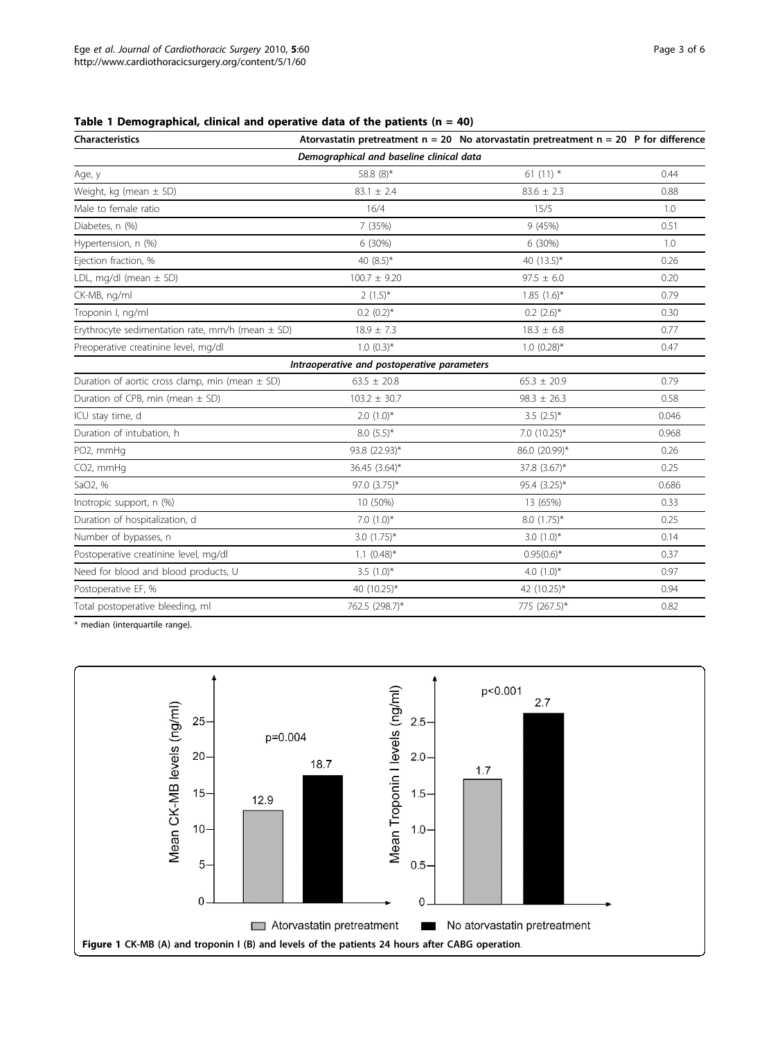**Table 1 Demographical, clinical and operative data of the patients (n = 40)**

| Characteristics | Atorvastatin pretreatment n = 20 | No atorvastatin pretreatment n = 20 | P for difference |
|---|---|---|---|
| *Demographical and baseline clinical data* | | | |
| Age, y | 58.8 (8)* | 61 (11) * | 0.44 |
| Weight, kg (mean ± SD) | 83.1 ± 2.4 | 83.6 ± 2.3 | 0.88 |
| Male to female ratio | 16/4 | 15/5 | 1.0 |
| Diabetes, n (%) | 7 (35%) | 9 (45%) | 0.51 |
| Hypertension, n (%) | 6 (30%) | 6 (30%) | 1.0 |
| Ejection fraction, % | 40 (8.5)* | 40 (13.5)* | 0.26 |
| LDL, mg/dl (mean ± SD) | 100.7 ± 9.20 | 97.5 ± 6.0 | 0.20 |
| CK-MB, ng/ml | 2 (1.5)* | 1.85 (1.6)* | 0.79 |
| Troponin I, ng/ml | 0.2 (0.2)* | 0.2 (2.6)* | 0.30 |
| Erythrocyte sedimentation rate, mm/h (mean ± SD) | 18.9 ± 7.3 | 18.3 ± 6.8 | 0.77 |
| Preoperative creatinine level, mg/dl | 1.0 (0.3)* | 1.0 (0.28)* | 0.47 |
| *Intraoperative and postoperative parameters* | | | |
| Duration of aortic cross clamp, min (mean ± SD) | 63.5 ± 20.8 | 65.3 ± 20.9 | 0.79 |
| Duration of CPB, min (mean ± SD) | 103.2 ± 30.7 | 98.3 ± 26.3 | 0.58 |
| ICU stay time, d | 2.0 (1.0)* | 3.5 (2.5)* | 0.046 |
| Duration of intubation, h | 8.0 (5.5)* | 7.0 (10.25)* | 0.968 |
| PO2, mmHg | 93.8 (22.93)* | 86.0 (20.99)* | 0.26 |
| CO2, mmHg | 36.45 (3.64)* | 37.8 (3.67)* | 0.25 |
| SaO2, % | 97.0 (3.75)* | 95.4 (3.25)* | 0.686 |
| Inotropic support, n (%) | 10 (50%) | 13 (65%) | 0.33 |
| Duration of hospitalization, d | 7.0 (1.0)* | 8.0 (1.75)* | 0.25 |
| Number of bypasses, n | 3.0 (1.75)* | 3.0 (1.0)* | 0.14 |
| Postoperative creatinine level, mg/dl | 1.1 (0.48)* | 0.95(0.6)* | 0.37 |
| Need for blood and blood products, U | 3.5 (1.0)* | 4.0 (1.0)* | 0.97 |
| Postoperative EF, % | 40 (10.25)* | 42 (10.25)* | 0.94 |
| Total postoperative bleeding, ml | 762.5 (298.7)* | 775 (267.5)* | 0.82 |

\* median (interquartile range).

**Figure 1 CK-MB (A) and troponin I (B) and levels of the patients 24 hours after CABG operation.**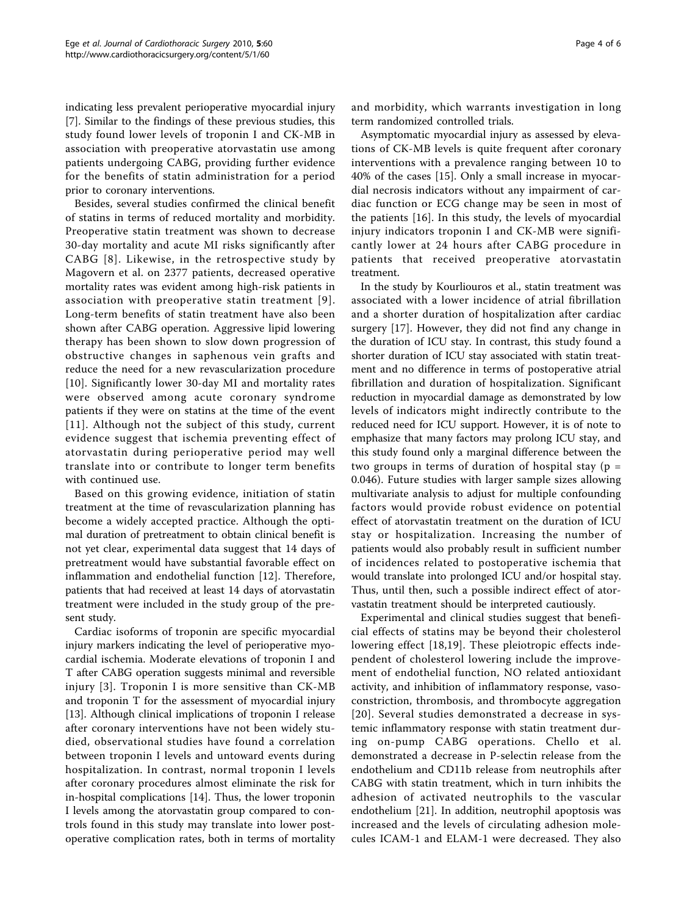indicating less prevalent perioperative myocardial injury [7]. Similar to the findings of these previous studies, this study found lower levels of troponin I and CK-MB in association with preoperative atorvastatin use among patients undergoing CABG, providing further evidence for the benefits of statin administration for a period prior to coronary interventions.

Besides, several studies confirmed the clinical benefit of statins in terms of reduced mortality and morbidity. Preoperative statin treatment was shown to decrease 30-day mortality and acute MI risks significantly after CABG [8]. Likewise, in the retrospective study by Magovern et al. on 2377 patients, decreased operative mortality rates was evident among high-risk patients in association with preoperative statin treatment [9]. Long-term benefits of statin treatment have also been shown after CABG operation. Aggressive lipid lowering therapy has been shown to slow down progression of obstructive changes in saphenous vein grafts and reduce the need for a new revascularization procedure [10]. Significantly lower 30-day MI and mortality rates were observed among acute coronary syndrome patients if they were on statins at the time of the event [11]. Although not the subject of this study, current evidence suggest that ischemia preventing effect of atorvastatin during perioperative period may well translate into or contribute to longer term benefits with continued use.

Based on this growing evidence, initiation of statin treatment at the time of revascularization planning has become a widely accepted practice. Although the optimal duration of pretreatment to obtain clinical benefit is not yet clear, experimental data suggest that 14 days of pretreatment would have substantial favorable effect on inflammation and endothelial function [12]. Therefore, patients that had received at least 14 days of atorvastatin treatment were included in the study group of the present study.

Cardiac isoforms of troponin are specific myocardial injury markers indicating the level of perioperative myocardial ischemia. Moderate elevations of troponin I and T after CABG operation suggests minimal and reversible injury [3]. Troponin I is more sensitive than CK-MB and troponin T for the assessment of myocardial injury [13]. Although clinical implications of troponin I release after coronary interventions have not been widely studied, observational studies have found a correlation between troponin I levels and untoward events during hospitalization. In contrast, normal troponin I levels after coronary procedures almost eliminate the risk for in-hospital complications [14]. Thus, the lower troponin I levels among the atorvastatin group compared to controls found in this study may translate into lower postoperative complication rates, both in terms of mortality and morbidity, which warrants investigation in long term randomized controlled trials.

Asymptomatic myocardial injury as assessed by elevations of CK-MB levels is quite frequent after coronary interventions with a prevalence ranging between 10 to 40% of the cases [15]. Only a small increase in myocardial necrosis indicators without any impairment of cardiac function or ECG change may be seen in most of the patients [16]. In this study, the levels of myocardial injury indicators troponin I and CK-MB were significantly lower at 24 hours after CABG procedure in patients that received preoperative atorvastatin treatment.

In the study by Kourliouros et al., statin treatment was associated with a lower incidence of atrial fibrillation and a shorter duration of hospitalization after cardiac surgery [17]. However, they did not find any change in the duration of ICU stay. In contrast, this study found a shorter duration of ICU stay associated with statin treatment and no difference in terms of postoperative atrial fibrillation and duration of hospitalization. Significant reduction in myocardial damage as demonstrated by low levels of indicators might indirectly contribute to the reduced need for ICU support. However, it is of note to emphasize that many factors may prolong ICU stay, and this study found only a marginal difference between the two groups in terms of duration of hospital stay ($p = 0.046$). Future studies with larger sample sizes allowing multivariate analysis to adjust for multiple confounding factors would provide robust evidence on potential effect of atorvastatin treatment on the duration of ICU stay or hospitalization. Increasing the number of patients would also probably result in sufficient number of incidences related to postoperative ischemia that would translate into prolonged ICU and/or hospital stay. Thus, until then, such a possible indirect effect of atorvastatin treatment should be interpreted cautiously.

Experimental and clinical studies suggest that beneficial effects of statins may be beyond their cholesterol lowering effect [18,19]. These pleiotropic effects independent of cholesterol lowering include the improvement of endothelial function, NO related antioxidant activity, and inhibition of inflammatory response, vasoconstriction, thrombosis, and thrombocyte aggregation [20]. Several studies demonstrated a decrease in systemic inflammatory response with statin treatment during on-pump CABG operations. Chello et al. demonstrated a decrease in P-selectin release from the endothelium and CD11b release from neutrophils after CABG with statin treatment, which in turn inhibits the adhesion of activated neutrophils to the vascular endothelium [21]. In addition, neutrophil apoptosis was increased and the levels of circulating adhesion molecules ICAM-1 and ELAM-1 were decreased. They also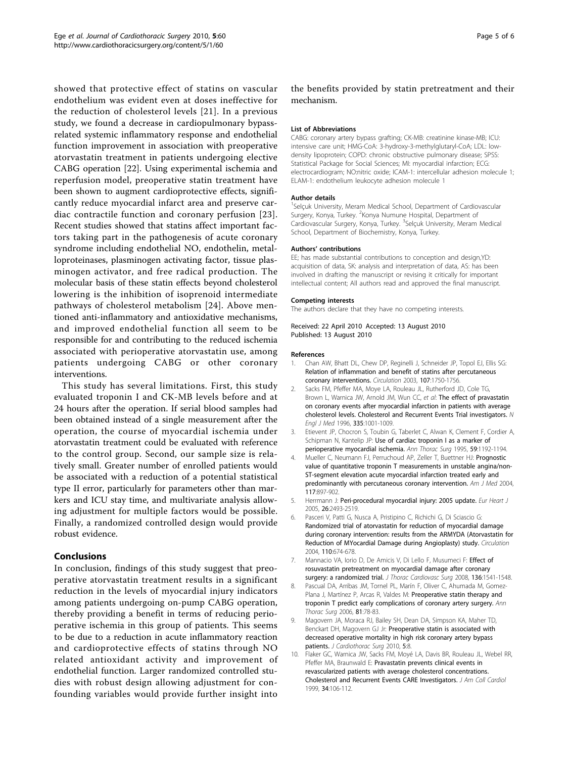showed that protective effect of statins on vascular endothelium was evident even at doses ineffective for the reduction of cholesterol levels [21]. In a previous study, we found a decrease in cardiopulmonary bypass-related systemic inflammatory response and endothelial function improvement in association with preoperative atorvastatin treatment in patients undergoing elective CABG operation [22]. Using experimental ischemia and reperfusion model, preoperative statin treatment have been shown to augment cardioprotective effects, significantly reduce myocardial infarct area and preserve cardiac contractile function and coronary perfusion [23]. Recent studies showed that statins affect important factors taking part in the pathogenesis of acute coronary syndrome including endothelial NO, endothelin, metalloproteinases, plasminogen activating factor, tissue plasminogen activator, and free radical production. The molecular basis of these statin effects beyond cholesterol lowering is the inhibition of isoprenoid intermediate pathways of cholesterol metabolism [24]. Above mentioned anti-inflammatory and antioxidative mechanisms, and improved endothelial function all seem to be responsible for and contributing to the reduced ischemia associated with perioperative atorvastatin use, among patients undergoing CABG or other coronary interventions.

This study has several limitations. First, this study evaluated troponin I and CK-MB levels before and at 24 hours after the operation. If serial blood samples had been obtained instead of a single measurement after the operation, the course of myocardial ischemia under atorvastatin treatment could be evaluated with reference to the control group. Second, our sample size is relatively small. Greater number of enrolled patients would be associated with a reduction of a potential statistical type II error, particularly for parameters other than markers and ICU stay time, and multivariate analysis allowing adjustment for multiple factors would be possible. Finally, a randomized controlled design would provide robust evidence.

## Conclusions

In conclusion, findings of this study suggest that preoperative atorvastatin treatment results in a significant reduction in the levels of myocardial injury indicators among patients undergoing on-pump CABG operation, thereby providing a benefit in terms of reducing perioperative ischemia in this group of patients. This seems to be due to a reduction in acute inflammatory reaction and cardioprotective effects of statins through NO related antioxidant activity and improvement of endothelial function. Larger randomized controlled studies with robust design allowing adjustment for confounding variables would provide further insight into the benefits provided by statin pretreatment and their mechanism.

#### List of Abbreviations

CABG: coronary artery bypass grafting; CK-MB: creatinine kinase-MB; ICU: intensive care unit; HMG-CoA: 3-hydroxy-3-methylglutaryl-CoA; LDL: low-density lipoprotein; COPD: chronic obstructive pulmonary disease; SPSS: Statistical Package for Social Sciences; MI: myocardial infarction; ECG: electrocardiogram; NO:nitric oxide; ICAM-1: intercellular adhesion molecule 1; ELAM-1: endothelium leukocyte adhesion molecule 1

#### Author details

[1]Selçuk University, Meram Medical School, Department of Cardiovascular Surgery, Konya, Turkey. [2]Konya Numune Hospital, Department of Cardiovascular Surgery, Konya, Turkey. [3]Selçuk University, Meram Medical School, Department of Biochemistry, Konya, Turkey.

#### Authors' contributions

EE; has made substantial contributions to conception and design,YD: acquisition of data, SK: analysis and interpretation of data, AS: has been involved in drafting the manuscript or revising it critically for important intellectual content; All authors read and approved the final manuscript.

#### Competing interests

The authors declare that they have no competing interests.

Received: 22 April 2010 Accepted: 13 August 2010
Published: 13 August 2010

#### References

1. Chan AW, Bhatt DL, Chew DP, Reginelli J, Schneider JP, Topol EJ, Ellis SG: **Relation of inflammation and benefit of statins after percutaneous coronary interventions.** *Circulation* 2003, **107**:1750-1756.
2. Sacks FM, Pfeffer MA, Moye LA, Rouleau JL, Rutherford JD, Cole TG, Brown L, Warnica JW, Arnold JM, Wun CC, *et al*: **The effect of pravastatin on coronary events after myocardial infarction in patients with average cholesterol levels. Cholesterol and Recurrent Events Trial investigators.** *N Engl J Med* 1996, **335**:1001-1009.
3. Etievent JP, Chocron S, Toubin G, Taberlet C, Alwan K, Clement F, Cordier A, Schipman N, Kantelip JP: **Use of cardiac troponin I as a marker of perioperative myocardial ischemia.** *Ann Thorac Surg* 1995, **59**:1192-1194.
4. Mueller C, Neumann FJ, Perruchoud AP, Zeller T, Buettner HJ: **Prognostic value of quantitative troponin T measurements in unstable angina/non-ST-segment elevation acute myocardial infarction treated early and predominantly with percutaneous coronary intervention.** *Am J Med* 2004, **117**:897-902.
5. Herrmann J: **Peri-procedural myocardial injury: 2005 update.** *Eur Heart J* 2005, **26**:2493-2519.
6. Pasceri V, Patti G, Nusca A, Pristipino C, Richichi G, Di Sciascio G: **Randomized trial of atorvastatin for reduction of myocardial damage during coronary intervention: results from the ARMYDA (Atorvastatin for Reduction of MYocardial Damage during Angioplasty) study.** *Circulation* 2004, **110**:674-678.
7. Mannacio VA, Iorio D, De Amicis V, Di Lello F, Musumeci F: **Effect of rosuvastatin pretreatment on myocardial damage after coronary surgery: a randomized trial.** *J Thorac Cardiovasc Surg* 2008, **136**:1541-1548.
8. Pascual DA, Arribas JM, Tornel PL, Marín F, Oliver C, Ahumada M, Gomez-Plana J, Martínez P, Arcas R, Valdes M: **Preoperative statin therapy and troponin T predict early complications of coronary artery surgery.** *Ann Thorac Surg* 2006, **81**:78-83.
9. Magovern JA, Moraca RJ, Bailey SH, Dean DA, Simpson KA, Maher TD, Benckart DH, Magovern GJ Jr: **Preoperative statin is associated with decreased operative mortality in high risk coronary artery bypass patients.** *J Cardiothorac Surg* 2010, **5**:8.
10. Flaker GC, Warnica JW, Sacks FM, Moyé LA, Davis BR, Rouleau JL, Webel RR, Pfeffer MA, Braunwald E: **Pravastatin prevents clinical events in revascularized patients with average cholesterol concentrations. Cholesterol and Recurrent Events CARE Investigators.** *J Am Coll Cardiol* 1999, **34**:106-112.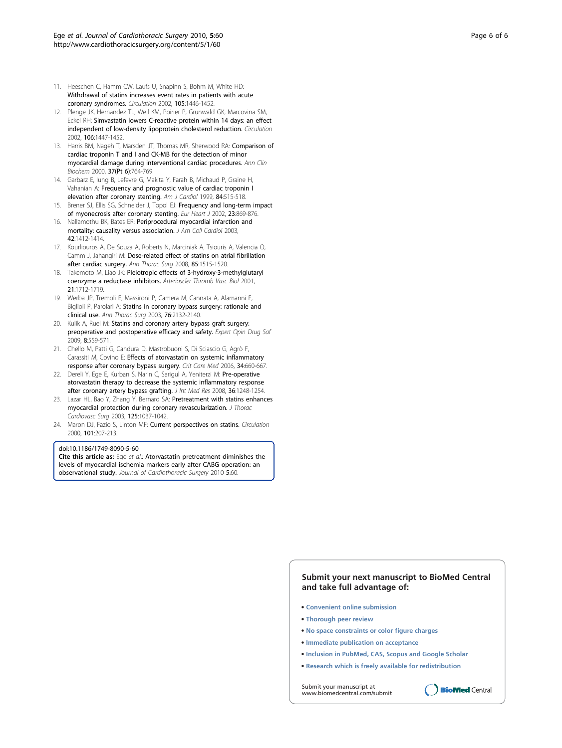11. Heeschen C, Hamm CW, Laufs U, Snapinn S, Bohm M, White HD: **Withdrawal of statins increases event rates in patients with acute coronary syndromes.** *Circulation* 2002, **105**:1446-1452.
12. Plenge JK, Hernandez TL, Weil KM, Poirier P, Grunwald GK, Marcovina SM, Eckel RH: **Simvastatin lowers C-reactive protein within 14 days: an effect independent of low-density lipoprotein cholesterol reduction.** *Circulation* 2002, **106**:1447-1452.
13. Harris BM, Nageh T, Marsden JT, Thomas MR, Sherwood RA: **Comparison of cardiac troponin T and I and CK-MB for the detection of minor myocardial damage during interventional cardiac procedures.** *Ann Clin Biochem* 2000, **37(Pt 6)**:764-769.
14. Garbarz E, Iung B, Lefevre G, Makita Y, Farah B, Michaud P, Graine H, Vahanian A: **Frequency and prognostic value of cardiac troponin I elevation after coronary stenting.** *Am J Cardiol* 1999, **84**:515-518.
15. Brener SJ, Ellis SG, Schneider J, Topol EJ: **Frequency and long-term impact of myonecrosis after coronary stenting.** *Eur Heart J* 2002, **23**:869-876.
16. Nallamothu BK, Bates ER: **Periprocedural myocardial infarction and mortality: causality versus association.** *J Am Coll Cardiol* 2003, **42**:1412-1414.
17. Kourliouros A, De Souza A, Roberts N, Marciniak A, Tsiouris A, Valencia O, Camm J, Jahangiri M: **Dose-related effect of statins on atrial fibrillation after cardiac surgery.** *Ann Thorac Surg* 2008, **85**:1515-1520.
18. Takemoto M, Liao JK: **Pleiotropic effects of 3-hydroxy-3-methylglutaryl coenzyme a reductase inhibitors.** *Arterioscler Thromb Vasc Biol* 2001, **21**:1712-1719.
19. Werba JP, Tremoli E, Massironi P, Camera M, Cannata A, Alamanni F, Biglioli P, Parolari A: **Statins in coronary bypass surgery: rationale and clinical use.** *Ann Thorac Surg* 2003, **76**:2132-2140.
20. Kulik A, Ruel M: **Statins and coronary artery bypass graft surgery: preoperative and postoperative efficacy and safety.** *Expert Opin Drug Saf* 2009, **8**:559-571.
21. Chello M, Patti G, Candura D, Mastrobuoni S, Di Sciascio G, Agrò F, Carassiti M, Covino E: **Effects of atorvastatin on systemic inflammatory response after coronary bypass surgery.** *Crit Care Med* 2006, **34**:660-667.
22. Dereli Y, Ege E, Kurban S, Narin C, Sarigul A, Yeniterzi M: **Pre-operative atorvastatin therapy to decrease the systemic inflammatory response after coronary artery bypass grafting.** *J Int Med Res* 2008, **36**:1248-1254.
23. Lazar HL, Bao Y, Zhang Y, Bernard SA: **Pretreatment with statins enhances myocardial protection during coronary revascularization.** *J Thorac Cardiovasc Surg* 2003, **125**:1037-1042.
24. Maron DJ, Fazio S, Linton MF: **Current perspectives on statins.** *Circulation* 2000, **101**:207-213.

doi:10.1186/1749-8090-5-60

**Cite this article as:** Ege *et al.*: Atorvastatin pretreatment diminishes the levels of myocardial ischemia markers early after CABG operation: an observational study. *Journal of Cardiothoracic Surgery* 2010 **5**:60.

**Submit your next manuscript to BioMed Central and take full advantage of:**

- **Convenient online submission**
- **Thorough peer review**
- **No space constraints or color figure charges**
- **Immediate publication on acceptance**
- **Inclusion in PubMed, CAS, Scopus and Google Scholar**
- **Research which is freely available for redistribution**

Submit your manuscript at www.biomedcentral.com/submit

BioMed Central